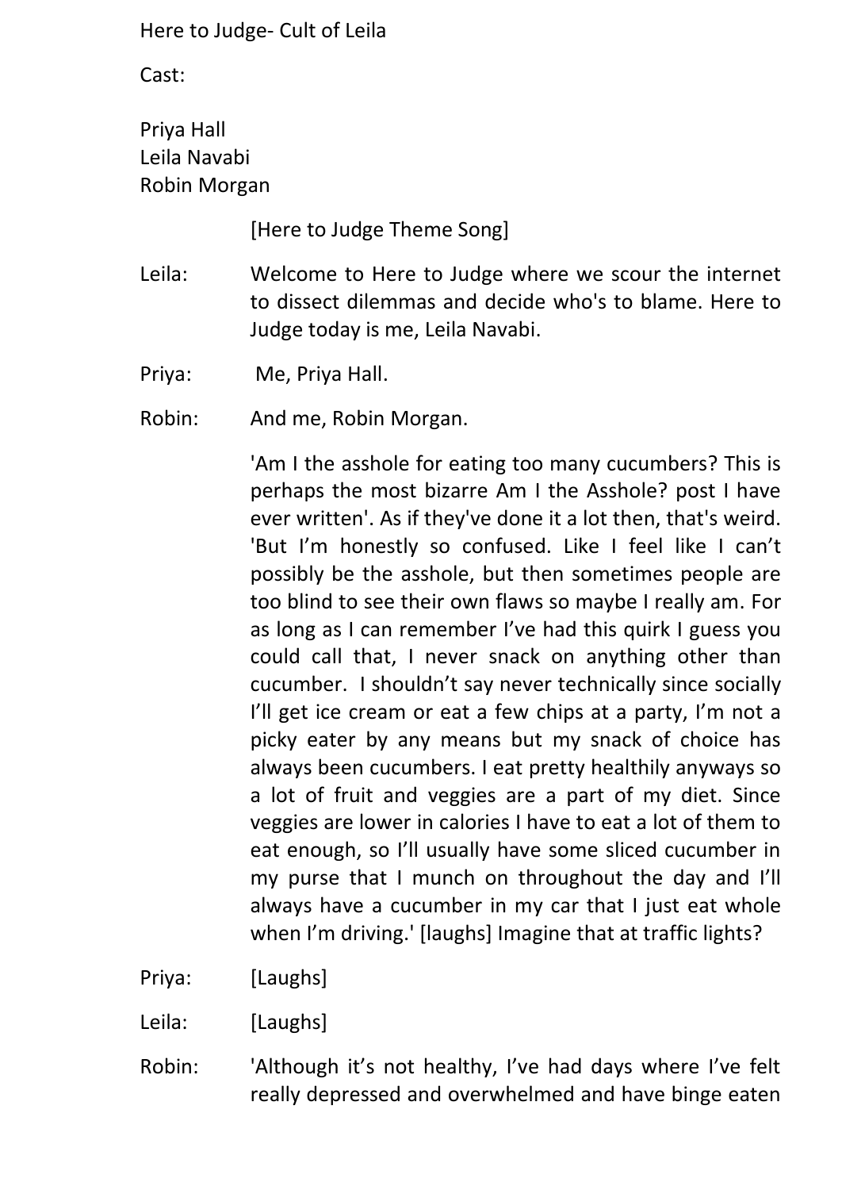Here to Judge- Cult of Leila

Cast:

Priya Hall
Leila Navabi
Robin Morgan

[Here to Judge Theme Song]

**Leila:** Welcome to Here to Judge where we scour the internet to dissect dilemmas and decide who's to blame. Here to Judge today is me, Leila Navabi.

**Priya:** Me, Priya Hall.

**Robin:** And me, Robin Morgan.

'Am I the asshole for eating too many cucumbers? This is perhaps the most bizarre Am I the Asshole? post I have ever written'. As if they've done it a lot then, that's weird. 'But I'm honestly so confused. Like I feel like I can't possibly be the asshole, but then sometimes people are too blind to see their own flaws so maybe I really am. For as long as I can remember I've had this quirk I guess you could call that, I never snack on anything other than cucumber. I shouldn't say never technically since socially I'll get ice cream or eat a few chips at a party, I'm not a picky eater by any means but my snack of choice has always been cucumbers. I eat pretty healthily anyways so a lot of fruit and veggies are a part of my diet. Since veggies are lower in calories I have to eat a lot of them to eat enough, so I'll usually have some sliced cucumber in my purse that I munch on throughout the day and I'll always have a cucumber in my car that I just eat whole when I'm driving.' [laughs] Imagine that at traffic lights?

**Priya:** [Laughs]

**Leila:** [Laughs]

**Robin:** 'Although it's not healthy, I've had days where I've felt really depressed and overwhelmed and have binge eaten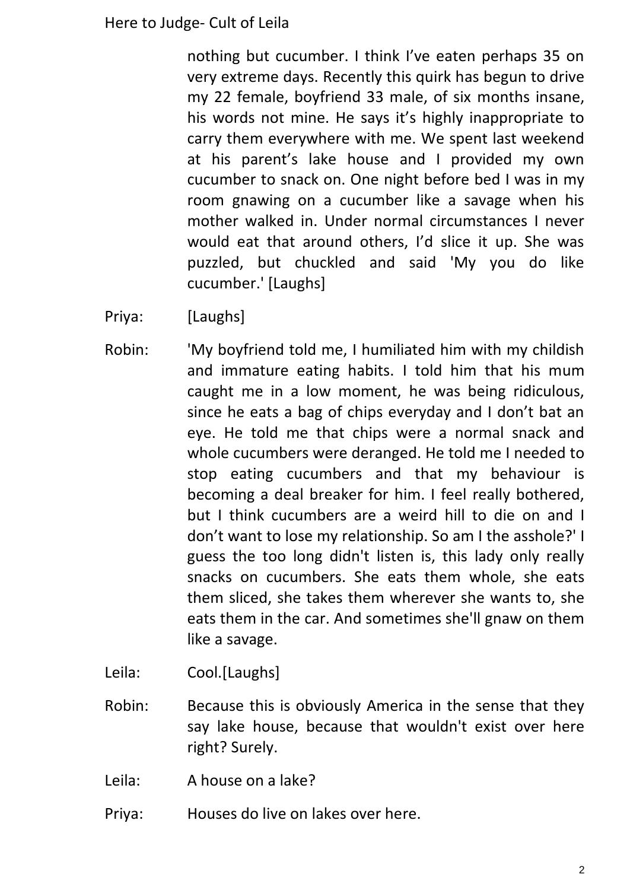nothing but cucumber. I think I've eaten perhaps 35 on very extreme days. Recently this quirk has begun to drive my 22 female, boyfriend 33 male, of six months insane, his words not mine. He says it's highly inappropriate to carry them everywhere with me. We spent last weekend at his parent's lake house and I provided my own cucumber to snack on. One night before bed I was in my room gnawing on a cucumber like a savage when his mother walked in. Under normal circumstances I never would eat that around others, I'd slice it up. She was puzzled, but chuckled and said 'My you do like cucumber.' [Laughs]

Priya: [Laughs]

Robin: 'My boyfriend told me, I humiliated him with my childish and immature eating habits. I told him that his mum caught me in a low moment, he was being ridiculous, since he eats a bag of chips everyday and I don't bat an eye. He told me that chips were a normal snack and whole cucumbers were deranged. He told me I needed to stop eating cucumbers and that my behaviour is becoming a deal breaker for him. I feel really bothered, but I think cucumbers are a weird hill to die on and I don't want to lose my relationship. So am I the asshole?' I guess the too long didn't listen is, this lady only really snacks on cucumbers. She eats them whole, she eats them sliced, she takes them wherever she wants to, she eats them in the car. And sometimes she'll gnaw on them like a savage.

Leila: Cool.[Laughs]

Robin: Because this is obviously America in the sense that they say lake house, because that wouldn't exist over here right? Surely.

Leila: A house on a lake?

Priya: Houses do live on lakes over here.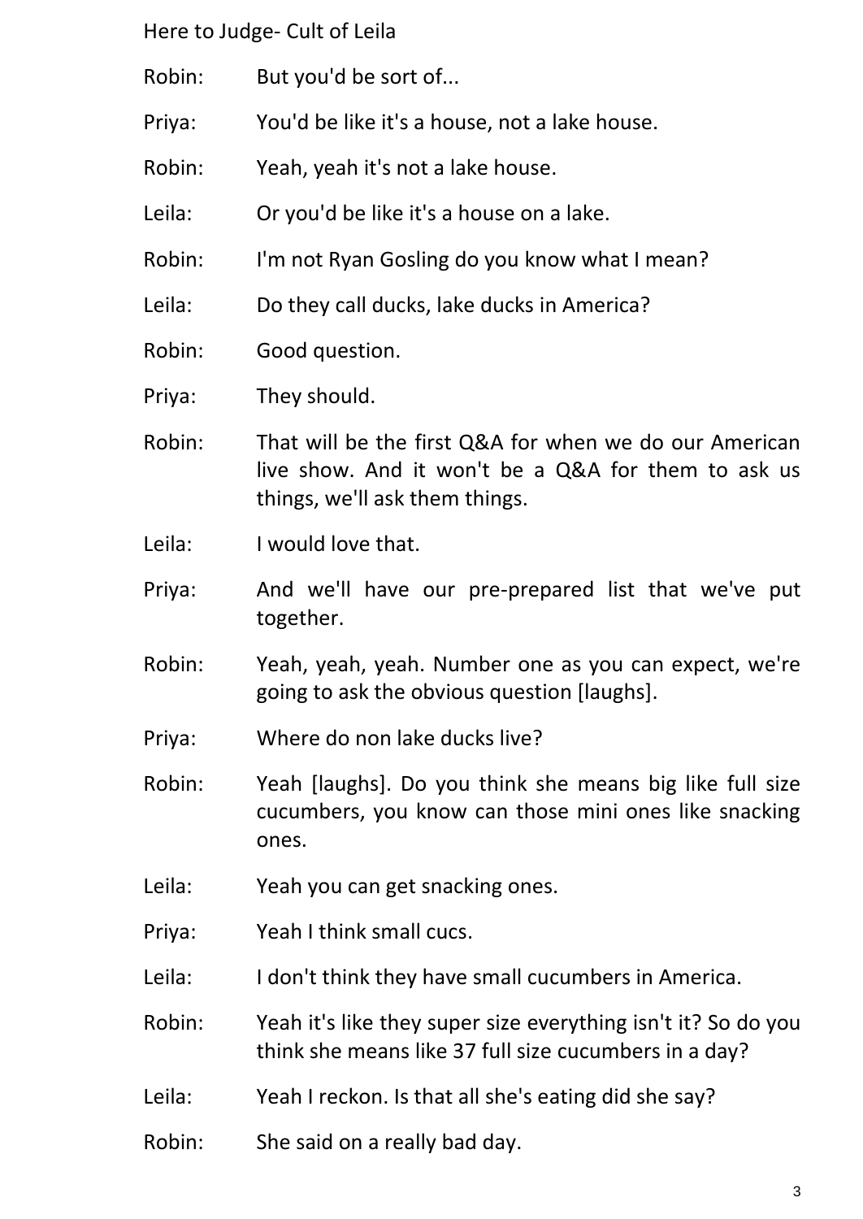Robin: But you'd be sort of...

Priya: You'd be like it's a house, not a lake house.

Robin: Yeah, yeah it's not a lake house.

Leila: Or you'd be like it's a house on a lake.

Robin: I'm not Ryan Gosling do you know what I mean?

Leila: Do they call ducks, lake ducks in America?

Robin: Good question.

Priya: They should.

Robin: That will be the first Q&A for when we do our American live show. And it won't be a Q&A for them to ask us things, we'll ask them things.

Leila: I would love that.

Priya: And we'll have our pre-prepared list that we've put together.

Robin: Yeah, yeah, yeah. Number one as you can expect, we're going to ask the obvious question [laughs].

Priya: Where do non lake ducks live?

Robin: Yeah [laughs]. Do you think she means big like full size cucumbers, you know can those mini ones like snacking ones.

Leila: Yeah you can get snacking ones.

Priya: Yeah I think small cucs.

Leila: I don't think they have small cucumbers in America.

Robin: Yeah it's like they super size everything isn't it? So do you think she means like 37 full size cucumbers in a day?

Leila: Yeah I reckon. Is that all she's eating did she say?

Robin: She said on a really bad day.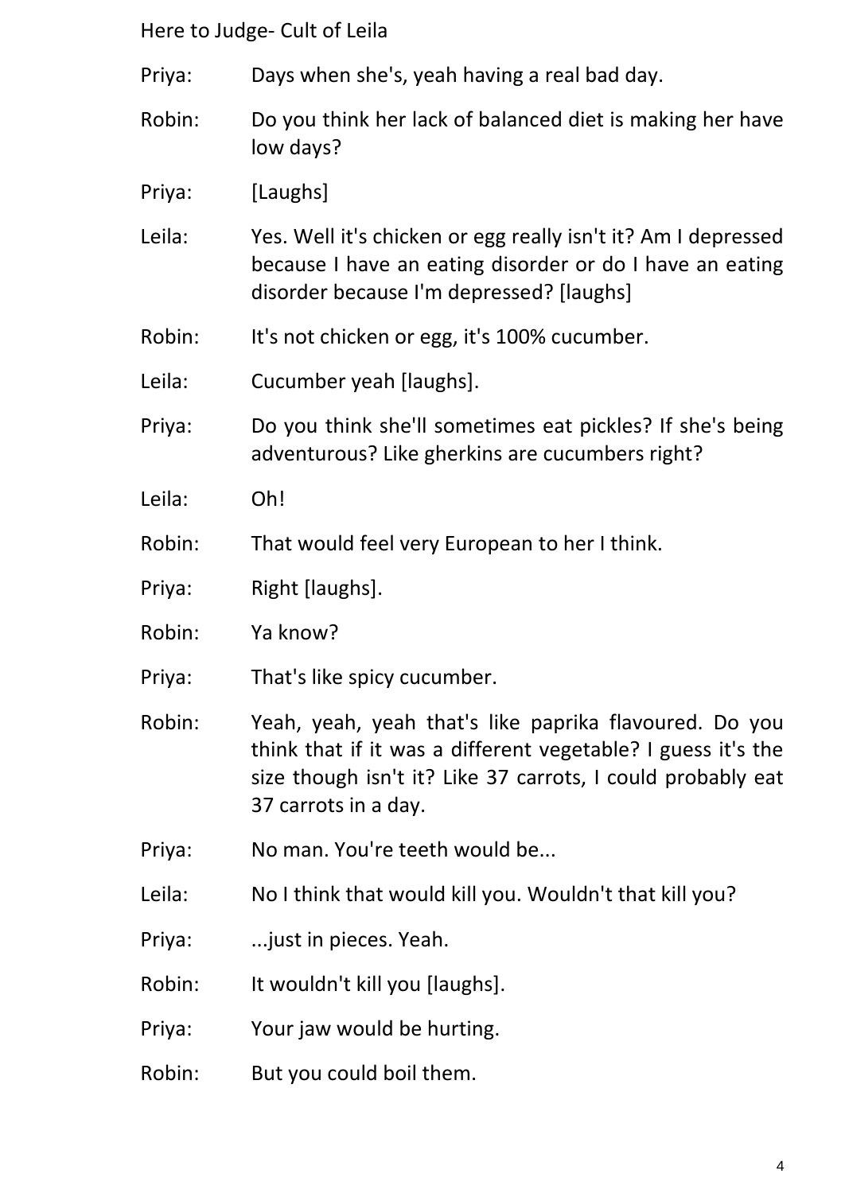Priya: Days when she's, yeah having a real bad day.

Robin: Do you think her lack of balanced diet is making her have low days?

Priya: [Laughs]

Leila: Yes. Well it's chicken or egg really isn't it? Am I depressed because I have an eating disorder or do I have an eating disorder because I'm depressed? [laughs]

Robin: It's not chicken or egg, it's 100% cucumber.

Leila: Cucumber yeah [laughs].

Priya: Do you think she'll sometimes eat pickles? If she's being adventurous? Like gherkins are cucumbers right?

Leila: Oh!

Robin: That would feel very European to her I think.

Priya: Right [laughs].

Robin: Ya know?

Priya: That's like spicy cucumber.

Robin: Yeah, yeah, yeah that's like paprika flavoured. Do you think that if it was a different vegetable? I guess it's the size though isn't it? Like 37 carrots, I could probably eat 37 carrots in a day.

Priya: No man. You're teeth would be...

Leila: No I think that would kill you. Wouldn't that kill you?

Priya: ...just in pieces. Yeah.

Robin: It wouldn't kill you [laughs].

Priya: Your jaw would be hurting.

Robin: But you could boil them.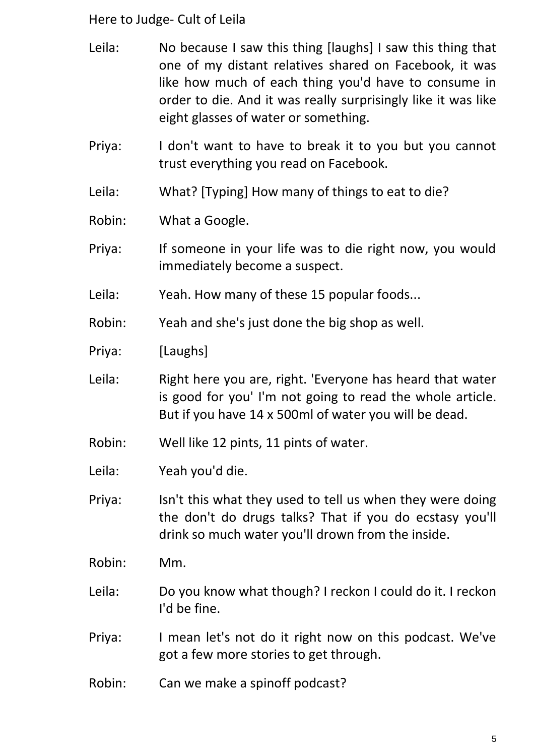Leila: No because I saw this thing [laughs] I saw this thing that one of my distant relatives shared on Facebook, it was like how much of each thing you'd have to consume in order to die. And it was really surprisingly like it was like eight glasses of water or something.

Priya: I don't want to have to break it to you but you cannot trust everything you read on Facebook.

Leila: What? [Typing] How many of things to eat to die?

Robin: What a Google.

Priya: If someone in your life was to die right now, you would immediately become a suspect.

Leila: Yeah. How many of these 15 popular foods...

Robin: Yeah and she's just done the big shop as well.

Priya: [Laughs]

Leila: Right here you are, right. 'Everyone has heard that water is good for you' I'm not going to read the whole article. But if you have 14 x 500ml of water you will be dead.

Robin: Well like 12 pints, 11 pints of water.

Leila: Yeah you'd die.

Priya: Isn't this what they used to tell us when they were doing the don't do drugs talks? That if you do ecstasy you'll drink so much water you'll drown from the inside.

Robin: Mm.

Leila: Do you know what though? I reckon I could do it. I reckon I'd be fine.

Priya: I mean let's not do it right now on this podcast. We've got a few more stories to get through.

Robin: Can we make a spinoff podcast?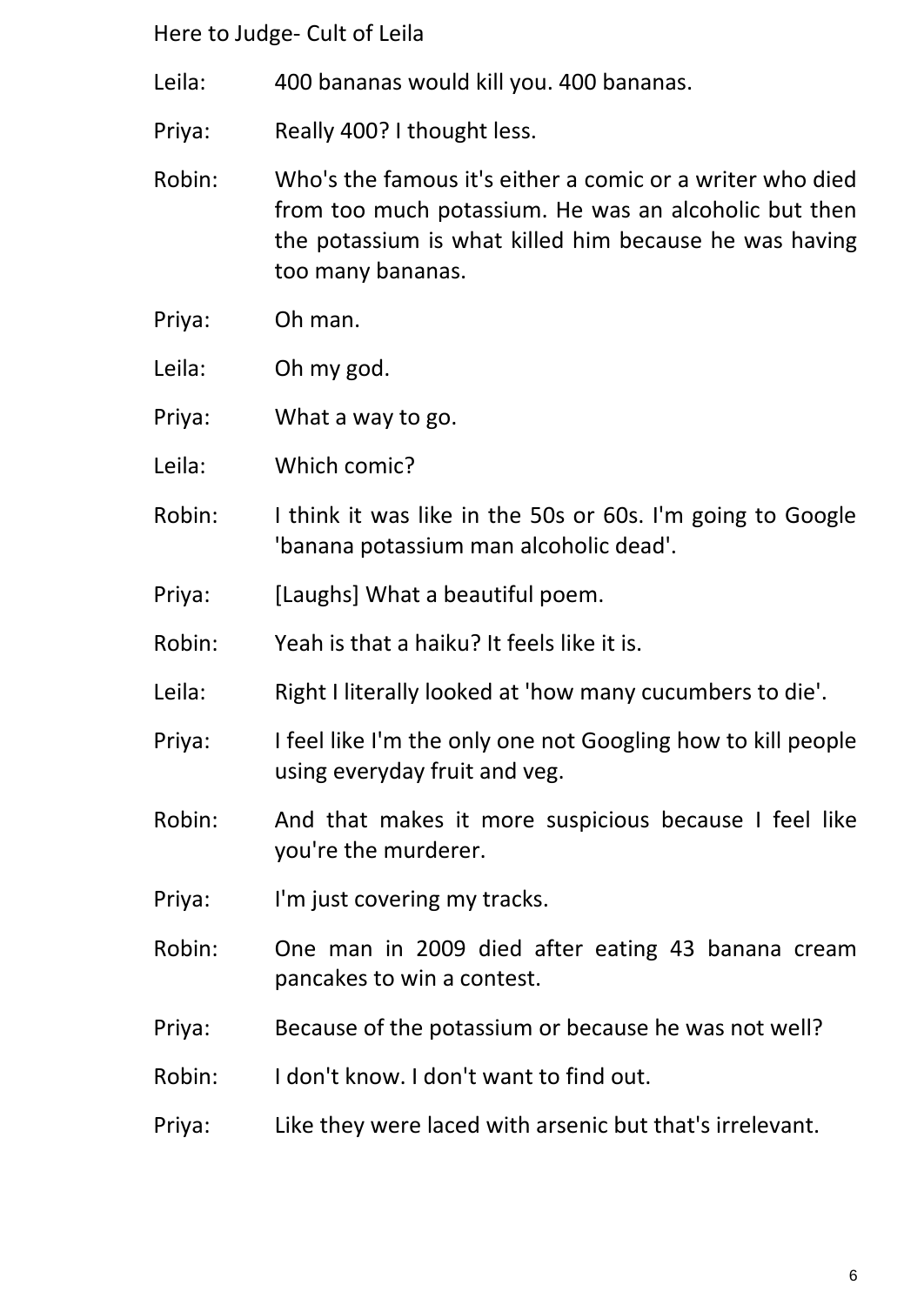Leila: 400 bananas would kill you. 400 bananas.

Priya: Really 400? I thought less.

Robin: Who's the famous it's either a comic or a writer who died from too much potassium. He was an alcoholic but then the potassium is what killed him because he was having too many bananas.

Priya: Oh man.

Leila: Oh my god.

Priya: What a way to go.

Leila: Which comic?

Robin: I think it was like in the 50s or 60s. I'm going to Google 'banana potassium man alcoholic dead'.

Priya: [Laughs] What a beautiful poem.

Robin: Yeah is that a haiku? It feels like it is.

Leila: Right I literally looked at 'how many cucumbers to die'.

Priya: I feel like I'm the only one not Googling how to kill people using everyday fruit and veg.

Robin: And that makes it more suspicious because I feel like you're the murderer.

Priya: I'm just covering my tracks.

Robin: One man in 2009 died after eating 43 banana cream pancakes to win a contest.

Priya: Because of the potassium or because he was not well?

Robin: I don't know. I don't want to find out.

Priya: Like they were laced with arsenic but that's irrelevant.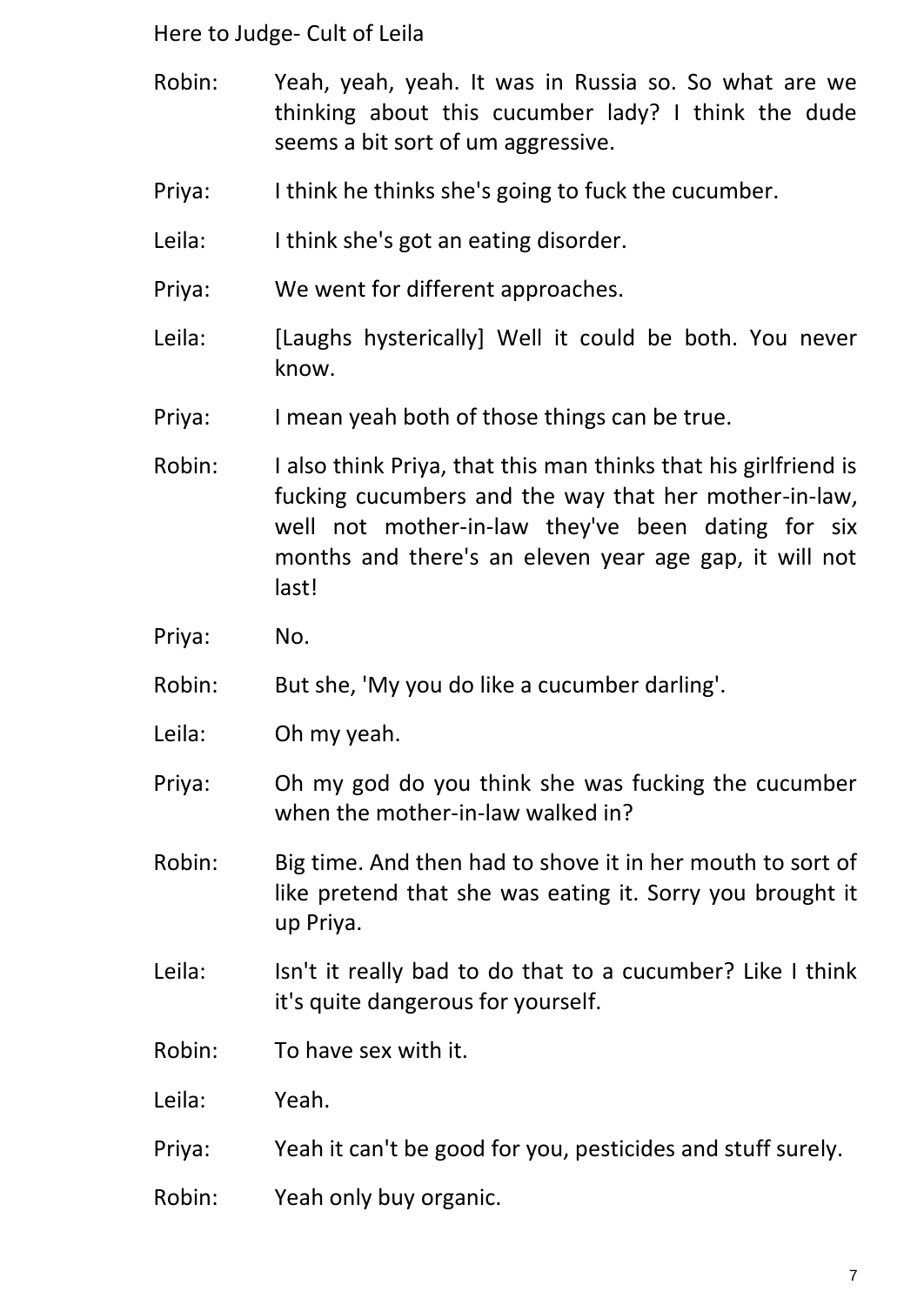Robin: Yeah, yeah, yeah. It was in Russia so. So what are we thinking about this cucumber lady? I think the dude seems a bit sort of um aggressive.

Priya: I think he thinks she's going to fuck the cucumber.

Leila: I think she's got an eating disorder.

Priya: We went for different approaches.

Leila: [Laughs hysterically] Well it could be both. You never know.

Priya: I mean yeah both of those things can be true.

Robin: I also think Priya, that this man thinks that his girlfriend is fucking cucumbers and the way that her mother-in-law, well not mother-in-law they've been dating for six months and there's an eleven year age gap, it will not last!

Priya: No.

Robin: But she, 'My you do like a cucumber darling'.

Leila: Oh my yeah.

Priya: Oh my god do you think she was fucking the cucumber when the mother-in-law walked in?

Robin: Big time. And then had to shove it in her mouth to sort of like pretend that she was eating it. Sorry you brought it up Priya.

Leila: Isn't it really bad to do that to a cucumber? Like I think it's quite dangerous for yourself.

Robin: To have sex with it.

Leila: Yeah.

Priya: Yeah it can't be good for you, pesticides and stuff surely.

Robin: Yeah only buy organic.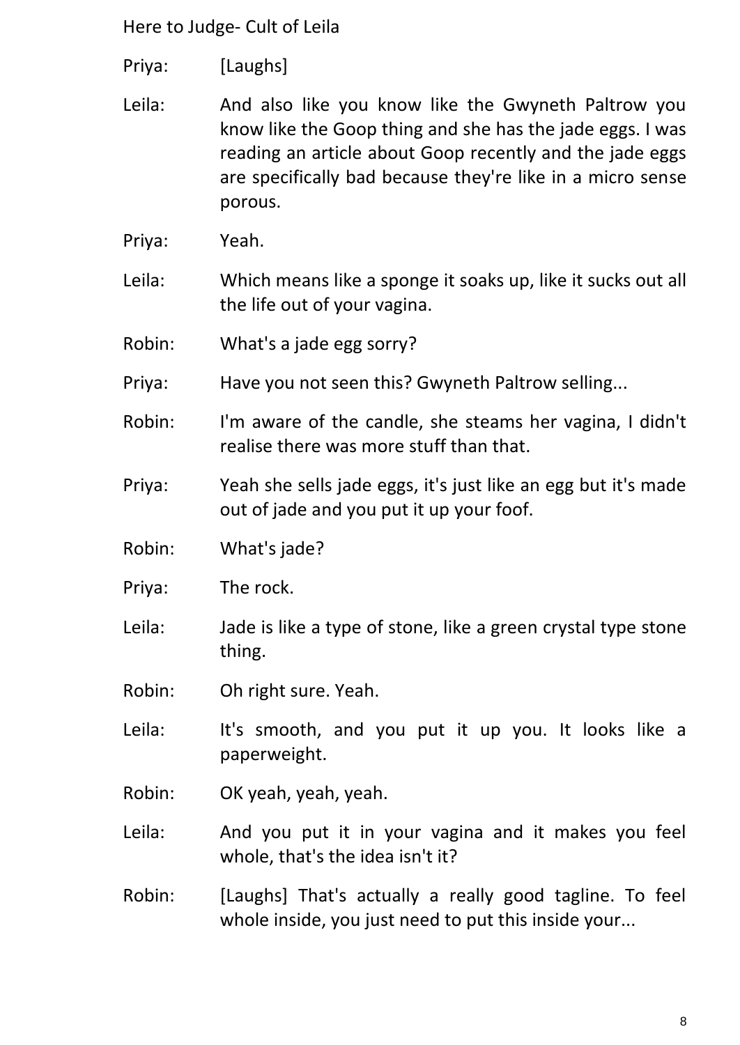Priya: [Laughs]

Leila: And also like you know like the Gwyneth Paltrow you know like the Goop thing and she has the jade eggs. I was reading an article about Goop recently and the jade eggs are specifically bad because they're like in a micro sense porous.

Priya: Yeah.

Leila: Which means like a sponge it soaks up, like it sucks out all the life out of your vagina.

Robin: What's a jade egg sorry?

Priya: Have you not seen this? Gwyneth Paltrow selling...

Robin: I'm aware of the candle, she steams her vagina, I didn't realise there was more stuff than that.

Priya: Yeah she sells jade eggs, it's just like an egg but it's made out of jade and you put it up your foof.

Robin: What's jade?

Priya: The rock.

Leila: Jade is like a type of stone, like a green crystal type stone thing.

Robin: Oh right sure. Yeah.

Leila: It's smooth, and you put it up you. It looks like a paperweight.

Robin: OK yeah, yeah, yeah.

Leila: And you put it in your vagina and it makes you feel whole, that's the idea isn't it?

Robin: [Laughs] That's actually a really good tagline. To feel whole inside, you just need to put this inside your...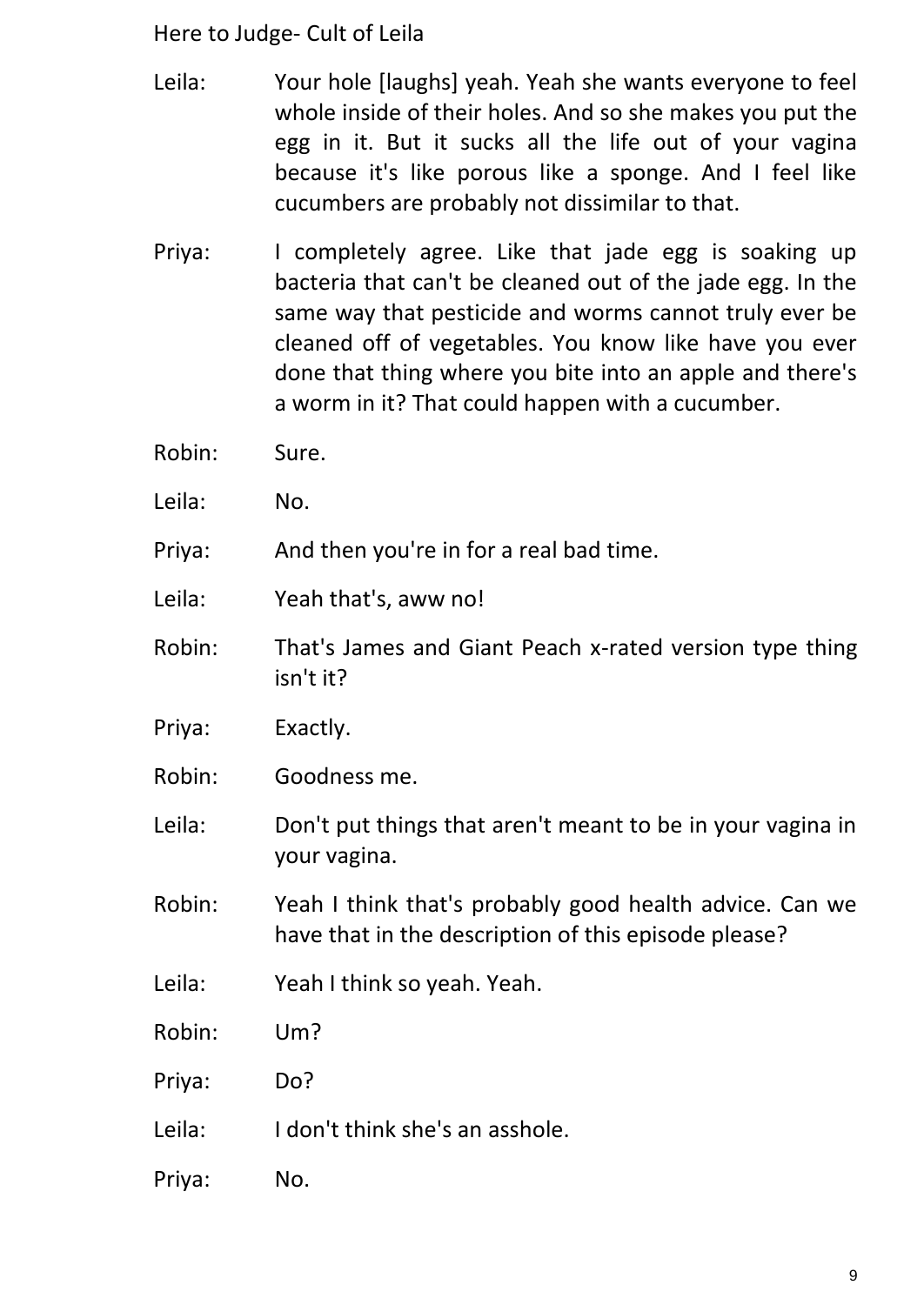Leila: Your hole [laughs] yeah. Yeah she wants everyone to feel whole inside of their holes. And so she makes you put the egg in it. But it sucks all the life out of your vagina because it's like porous like a sponge. And I feel like cucumbers are probably not dissimilar to that.

Priya: I completely agree. Like that jade egg is soaking up bacteria that can't be cleaned out of the jade egg. In the same way that pesticide and worms cannot truly ever be cleaned off of vegetables. You know like have you ever done that thing where you bite into an apple and there's a worm in it? That could happen with a cucumber.

Robin: Sure.

Leila: No.

Priya: And then you're in for a real bad time.

Leila: Yeah that's, aww no!

Robin: That's James and Giant Peach x-rated version type thing isn't it?

Priya: Exactly.

Robin: Goodness me.

Leila: Don't put things that aren't meant to be in your vagina in your vagina.

Robin: Yeah I think that's probably good health advice. Can we have that in the description of this episode please?

Leila: Yeah I think so yeah. Yeah.

Robin: Um?

Priya: Do?

Leila: I don't think she's an asshole.

Priya: No.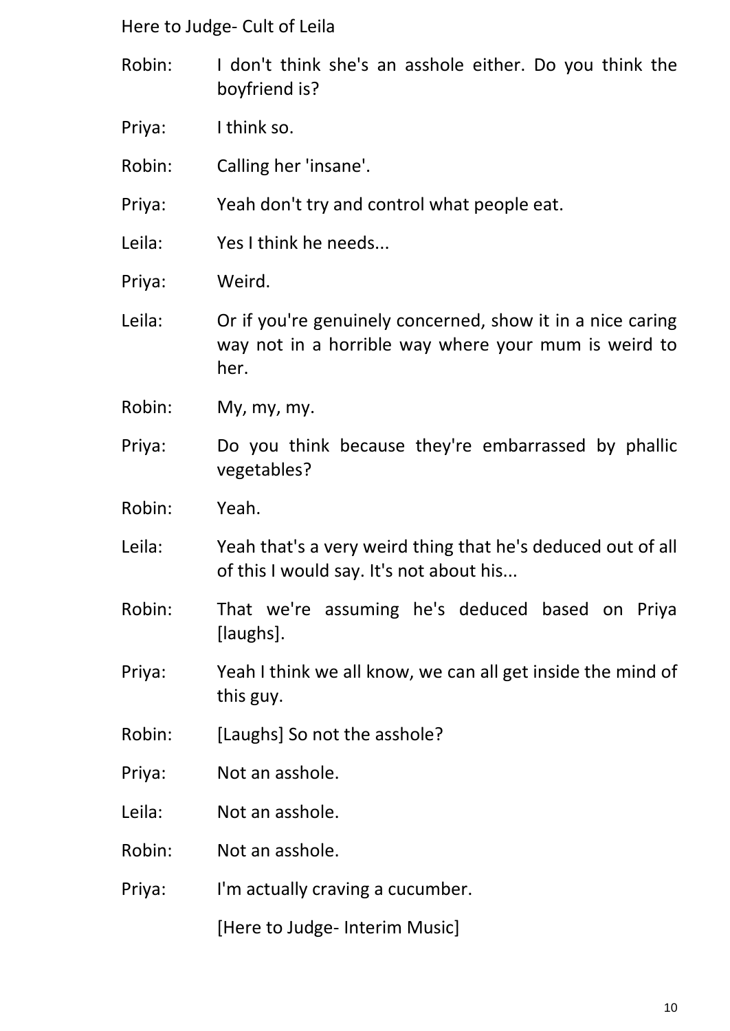Robin: I don't think she's an asshole either. Do you think the boyfriend is?

Priya: I think so.

Robin: Calling her 'insane'.

Priya: Yeah don't try and control what people eat.

Leila: Yes I think he needs...

Priya: Weird.

Leila: Or if you're genuinely concerned, show it in a nice caring way not in a horrible way where your mum is weird to her.

Robin: My, my, my.

Priya: Do you think because they're embarrassed by phallic vegetables?

Robin: Yeah.

Leila: Yeah that's a very weird thing that he's deduced out of all of this I would say. It's not about his...

Robin: That we're assuming he's deduced based on Priya [laughs].

Priya: Yeah I think we all know, we can all get inside the mind of this guy.

Robin: [Laughs] So not the asshole?

Priya: Not an asshole.

Leila: Not an asshole.

Robin: Not an asshole.

Priya: I'm actually craving a cucumber.

[Here to Judge- Interim Music]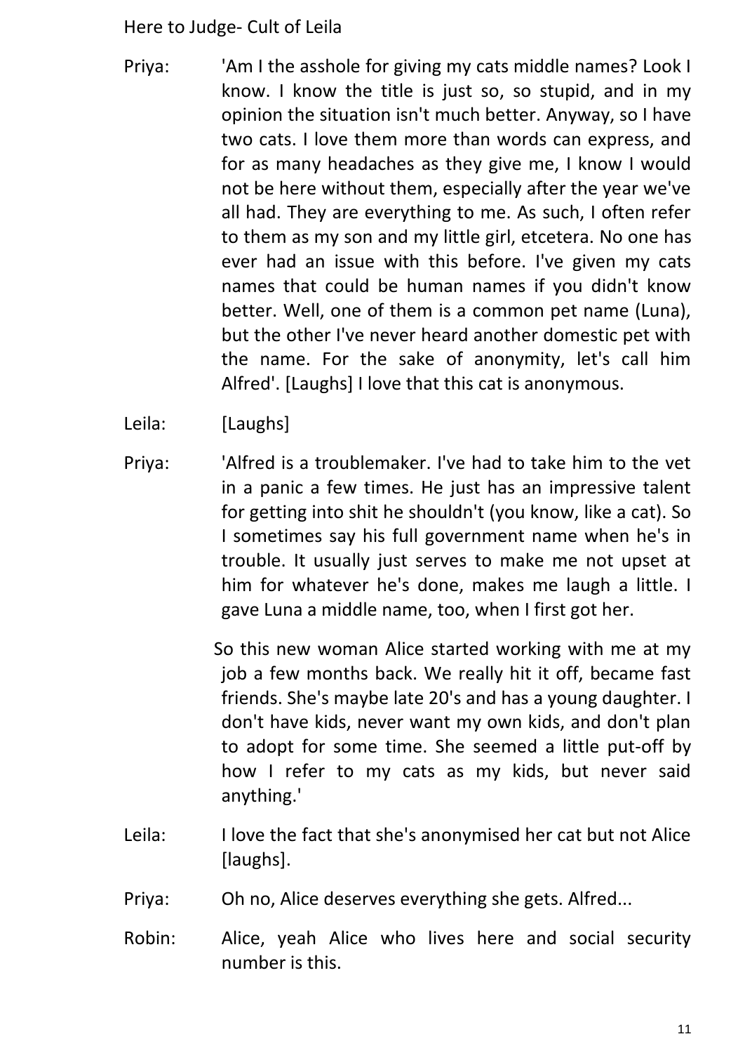Priya: 'Am I the asshole for giving my cats middle names? Look I know. I know the title is just so, so stupid, and in my opinion the situation isn't much better. Anyway, so I have two cats. I love them more than words can express, and for as many headaches as they give me, I know I would not be here without them, especially after the year we've all had. They are everything to me. As such, I often refer to them as my son and my little girl, etcetera. No one has ever had an issue with this before. I've given my cats names that could be human names if you didn't know better. Well, one of them is a common pet name (Luna), but the other I've never heard another domestic pet with the name. For the sake of anonymity, let's call him Alfred'. [Laughs] I love that this cat is anonymous.

Leila: [Laughs]

Priya: 'Alfred is a troublemaker. I've had to take him to the vet in a panic a few times. He just has an impressive talent for getting into shit he shouldn't (you know, like a cat). So I sometimes say his full government name when he's in trouble. It usually just serves to make me not upset at him for whatever he's done, makes me laugh a little. I gave Luna a middle name, too, when I first got her.

So this new woman Alice started working with me at my job a few months back. We really hit it off, became fast friends. She's maybe late 20's and has a young daughter. I don't have kids, never want my own kids, and don't plan to adopt for some time. She seemed a little put-off by how I refer to my cats as my kids, but never said anything.'

Leila: I love the fact that she's anonymised her cat but not Alice [laughs].

Priya: Oh no, Alice deserves everything she gets. Alfred...

Robin: Alice, yeah Alice who lives here and social security number is this.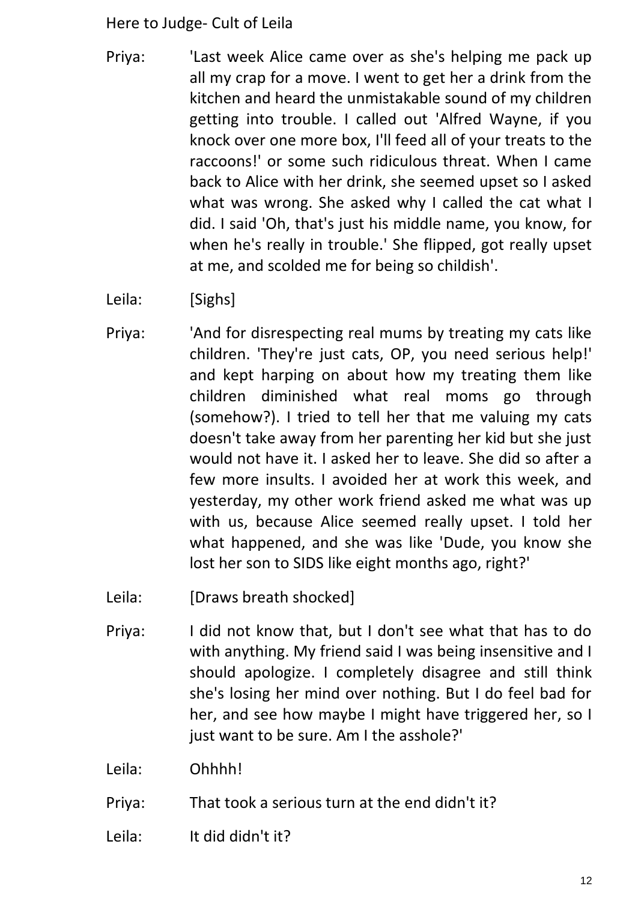Priya: 'Last week Alice came over as she's helping me pack up all my crap for a move. I went to get her a drink from the kitchen and heard the unmistakable sound of my children getting into trouble. I called out 'Alfred Wayne, if you knock over one more box, I'll feed all of your treats to the raccoons!' or some such ridiculous threat. When I came back to Alice with her drink, she seemed upset so I asked what was wrong. She asked why I called the cat what I did. I said 'Oh, that's just his middle name, you know, for when he's really in trouble.' She flipped, got really upset at me, and scolded me for being so childish'.

Leila: [Sighs]

Priya: 'And for disrespecting real mums by treating my cats like children. 'They're just cats, OP, you need serious help!' and kept harping on about how my treating them like children diminished what real moms go through (somehow?). I tried to tell her that me valuing my cats doesn't take away from her parenting her kid but she just would not have it. I asked her to leave. She did so after a few more insults. I avoided her at work this week, and yesterday, my other work friend asked me what was up with us, because Alice seemed really upset. I told her what happened, and she was like 'Dude, you know she lost her son to SIDS like eight months ago, right?'

Leila: [Draws breath shocked]

Priya: I did not know that, but I don't see what that has to do with anything. My friend said I was being insensitive and I should apologize. I completely disagree and still think she's losing her mind over nothing. But I do feel bad for her, and see how maybe I might have triggered her, so I just want to be sure. Am I the asshole?'

Leila: Ohhhh!

Priya: That took a serious turn at the end didn't it?

Leila: It did didn't it?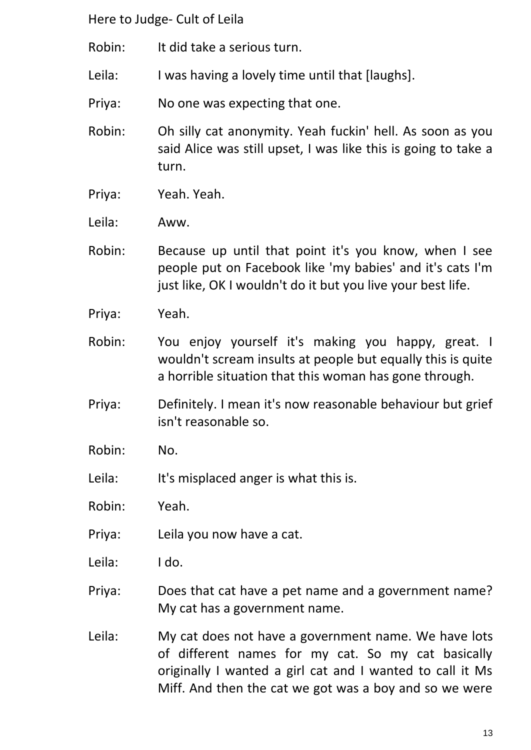Robin: It did take a serious turn.

Leila: I was having a lovely time until that [laughs].

Priya: No one was expecting that one.

Robin: Oh silly cat anonymity. Yeah fuckin' hell. As soon as you said Alice was still upset, I was like this is going to take a turn.

Priya: Yeah. Yeah.

Leila: Aww.

Robin: Because up until that point it's you know, when I see people put on Facebook like 'my babies' and it's cats I'm just like, OK I wouldn't do it but you live your best life.

Priya: Yeah.

Robin: You enjoy yourself it's making you happy, great. I wouldn't scream insults at people but equally this is quite a horrible situation that this woman has gone through.

Priya: Definitely. I mean it's now reasonable behaviour but grief isn't reasonable so.

Robin: No.

Leila: It's misplaced anger is what this is.

Robin: Yeah.

Priya: Leila you now have a cat.

Leila: I do.

Priya: Does that cat have a pet name and a government name? My cat has a government name.

Leila: My cat does not have a government name. We have lots of different names for my cat. So my cat basically originally I wanted a girl cat and I wanted to call it Ms Miff. And then the cat we got was a boy and so we were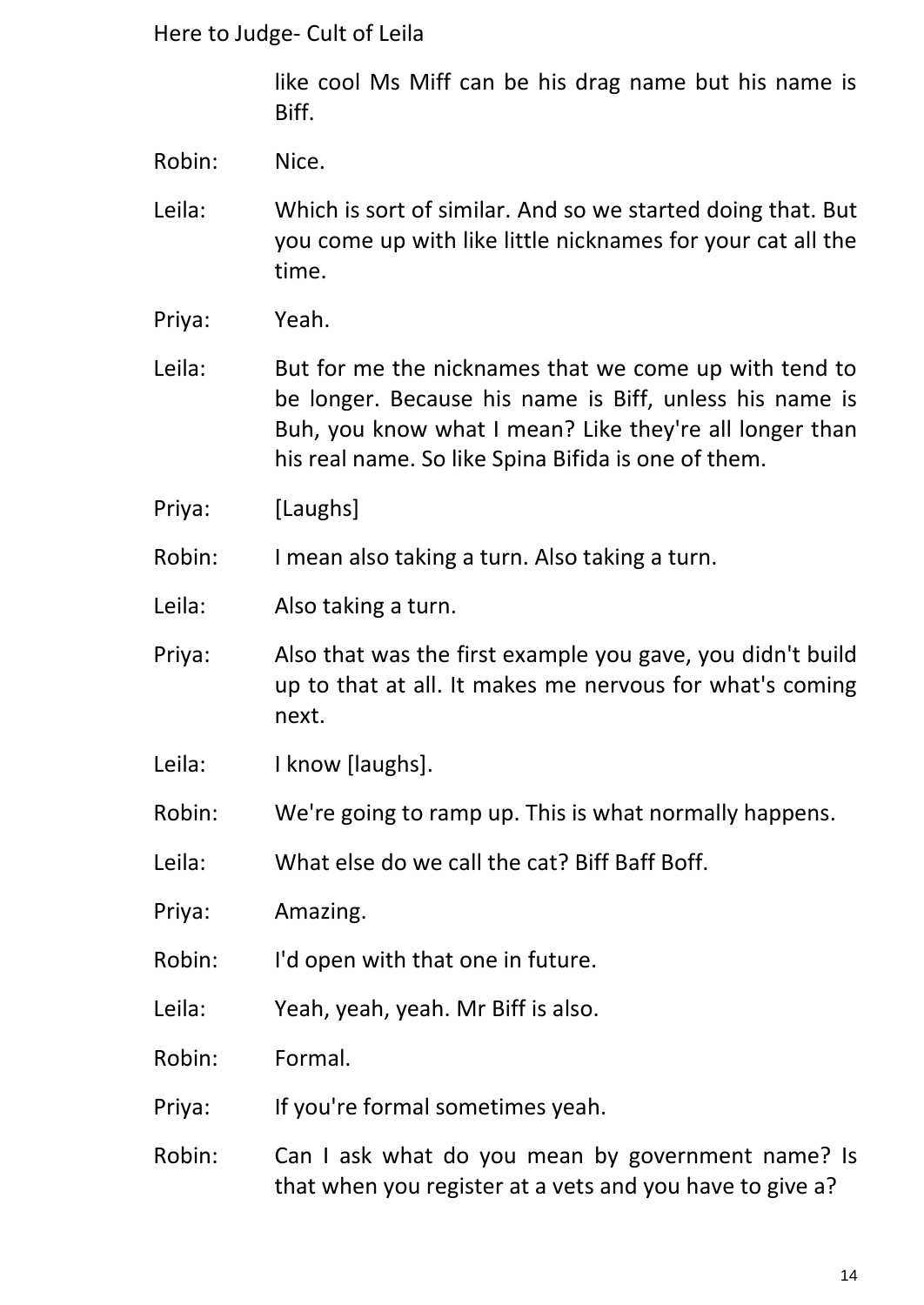like cool Ms Miff can be his drag name but his name is Biff.

Robin: Nice.

Leila: Which is sort of similar. And so we started doing that. But you come up with like little nicknames for your cat all the time.

Priya: Yeah.

Leila: But for me the nicknames that we come up with tend to be longer. Because his name is Biff, unless his name is Buh, you know what I mean? Like they're all longer than his real name. So like Spina Bifida is one of them.

Priya: [Laughs]

Robin: I mean also taking a turn. Also taking a turn.

Leila: Also taking a turn.

Priya: Also that was the first example you gave, you didn't build up to that at all. It makes me nervous for what's coming next.

Leila: I know [laughs].

Robin: We're going to ramp up. This is what normally happens.

Leila: What else do we call the cat? Biff Baff Boff.

Priya: Amazing.

Robin: I'd open with that one in future.

Leila: Yeah, yeah, yeah. Mr Biff is also.

Robin: Formal.

Priya: If you're formal sometimes yeah.

Robin: Can I ask what do you mean by government name? Is that when you register at a vets and you have to give a?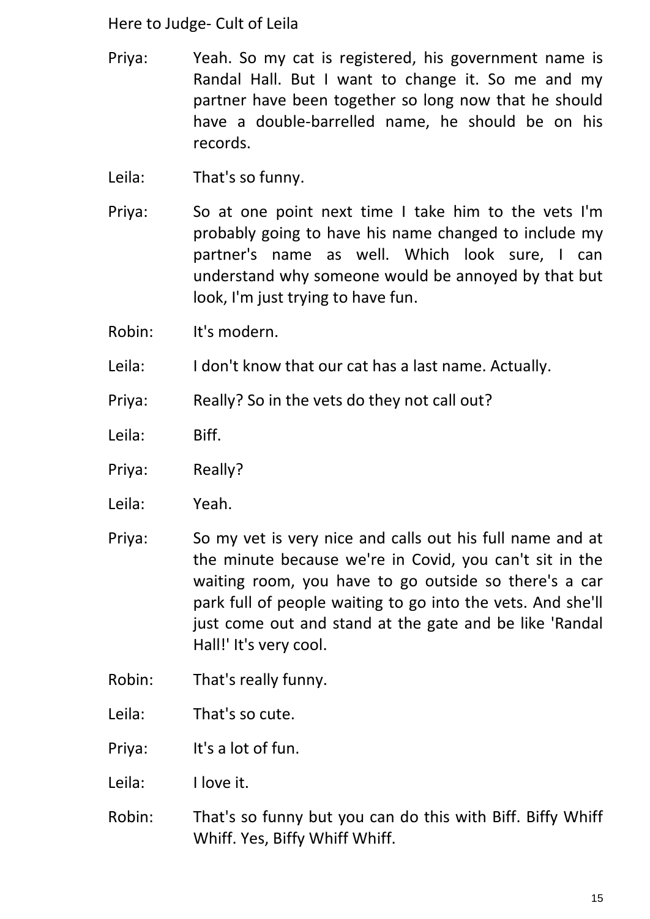Priya: Yeah. So my cat is registered, his government name is Randal Hall. But I want to change it. So me and my partner have been together so long now that he should have a double-barrelled name, he should be on his records.

Leila: That's so funny.

Priya: So at one point next time I take him to the vets I'm probably going to have his name changed to include my partner's name as well. Which look sure, I can understand why someone would be annoyed by that but look, I'm just trying to have fun.

Robin: It's modern.

Leila: I don't know that our cat has a last name. Actually.

Priya: Really? So in the vets do they not call out?

Leila: Biff.

Priya: Really?

Leila: Yeah.

Priya: So my vet is very nice and calls out his full name and at the minute because we're in Covid, you can't sit in the waiting room, you have to go outside so there's a car park full of people waiting to go into the vets. And she'll just come out and stand at the gate and be like 'Randal Hall!' It's very cool.

Robin: That's really funny.

Leila: That's so cute.

Priya: It's a lot of fun.

Leila: I love it.

Robin: That's so funny but you can do this with Biff. Biffy Whiff Whiff. Yes, Biffy Whiff Whiff.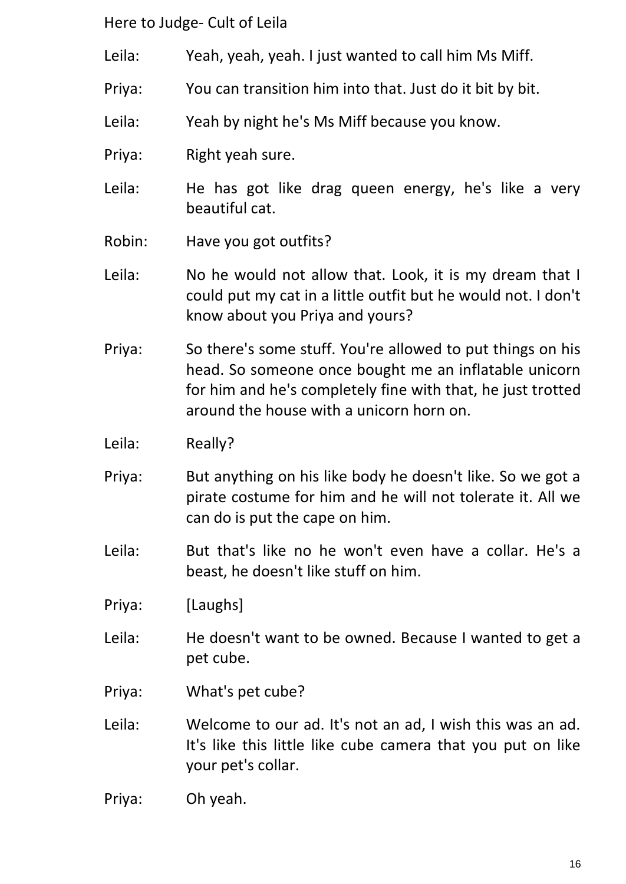Leila: Yeah, yeah, yeah. I just wanted to call him Ms Miff.

Priya: You can transition him into that. Just do it bit by bit.

Leila: Yeah by night he's Ms Miff because you know.

Priya: Right yeah sure.

Leila: He has got like drag queen energy, he's like a very beautiful cat.

Robin: Have you got outfits?

Leila: No he would not allow that. Look, it is my dream that I could put my cat in a little outfit but he would not. I don't know about you Priya and yours?

Priya: So there's some stuff. You're allowed to put things on his head. So someone once bought me an inflatable unicorn for him and he's completely fine with that, he just trotted around the house with a unicorn horn on.

Leila: Really?

Priya: But anything on his like body he doesn't like. So we got a pirate costume for him and he will not tolerate it. All we can do is put the cape on him.

Leila: But that's like no he won't even have a collar. He's a beast, he doesn't like stuff on him.

Priya: [Laughs]

Leila: He doesn't want to be owned. Because I wanted to get a pet cube.

Priya: What's pet cube?

Leila: Welcome to our ad. It's not an ad, I wish this was an ad. It's like this little like cube camera that you put on like your pet's collar.

Priya: Oh yeah.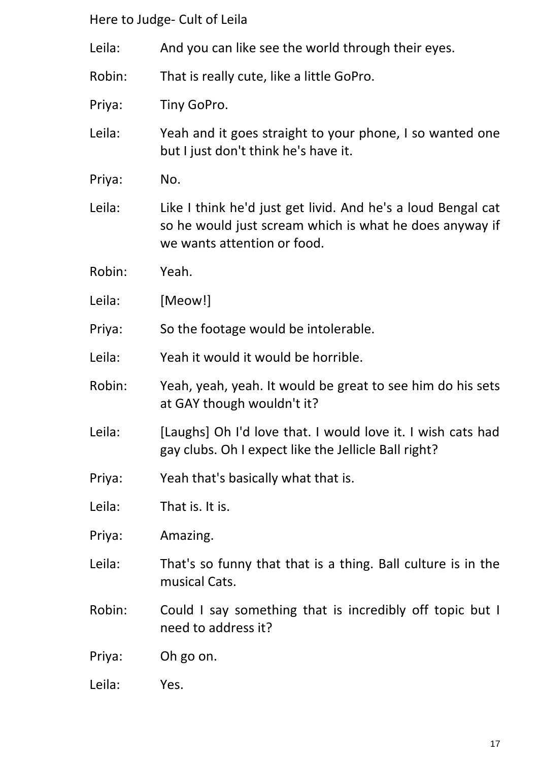Leila: And you can like see the world through their eyes.

Robin: That is really cute, like a little GoPro.

Priya: Tiny GoPro.

Leila: Yeah and it goes straight to your phone, I so wanted one but I just don't think he's have it.

Priya: No.

Leila: Like I think he'd just get livid. And he's a loud Bengal cat so he would just scream which is what he does anyway if we wants attention or food.

Robin: Yeah.

Leila: [Meow!]

Priya: So the footage would be intolerable.

Leila: Yeah it would it would be horrible.

Robin: Yeah, yeah, yeah. It would be great to see him do his sets at GAY though wouldn't it?

Leila: [Laughs] Oh I'd love that. I would love it. I wish cats had gay clubs. Oh I expect like the Jellicle Ball right?

Priya: Yeah that's basically what that is.

Leila: That is. It is.

Priya: Amazing.

Leila: That's so funny that that is a thing. Ball culture is in the musical Cats.

Robin: Could I say something that is incredibly off topic but I need to address it?

Priya: Oh go on.

Leila: Yes.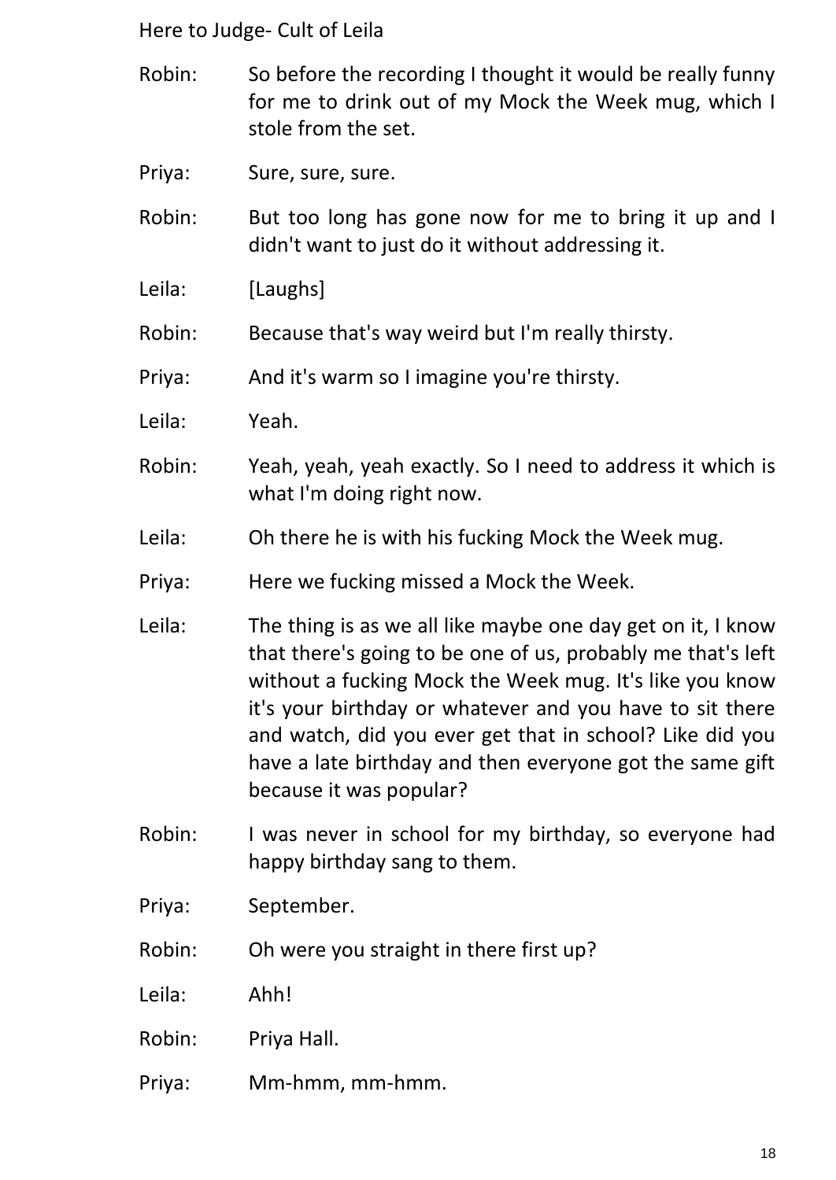Robin: So before the recording I thought it would be really funny for me to drink out of my Mock the Week mug, which I stole from the set.

Priya: Sure, sure, sure.

Robin: But too long has gone now for me to bring it up and I didn't want to just do it without addressing it.

Leila: [Laughs]

Robin: Because that's way weird but I'm really thirsty.

Priya: And it's warm so I imagine you're thirsty.

Leila: Yeah.

Robin: Yeah, yeah, yeah exactly. So I need to address it which is what I'm doing right now.

Leila: Oh there he is with his fucking Mock the Week mug.

Priya: Here we fucking missed a Mock the Week.

Leila: The thing is as we all like maybe one day get on it, I know that there's going to be one of us, probably me that's left without a fucking Mock the Week mug. It's like you know it's your birthday or whatever and you have to sit there and watch, did you ever get that in school? Like did you have a late birthday and then everyone got the same gift because it was popular?

Robin: I was never in school for my birthday, so everyone had happy birthday sang to them.

Priya: September.

Robin: Oh were you straight in there first up?

Leila: Ahh!

Robin: Priya Hall.

Priya: Mm-hmm, mm-hmm.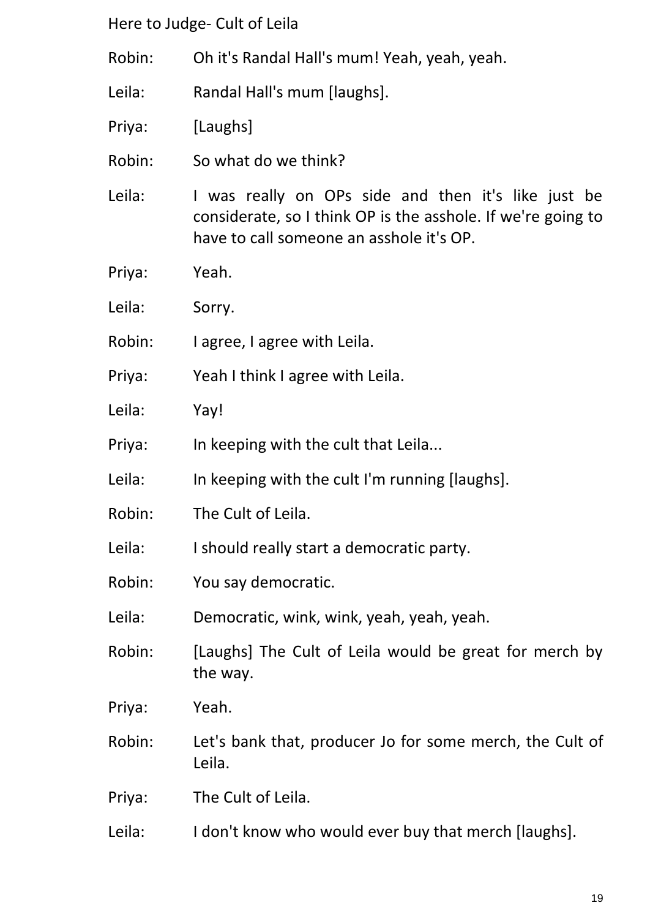Robin: Oh it's Randal Hall's mum! Yeah, yeah, yeah.

Leila: Randal Hall's mum [laughs].

Priya: [Laughs]

Robin: So what do we think?

Leila: I was really on OPs side and then it's like just be considerate, so I think OP is the asshole. If we're going to have to call someone an asshole it's OP.

Priya: Yeah.

Leila: Sorry.

Robin: I agree, I agree with Leila.

Priya: Yeah I think I agree with Leila.

Leila: Yay!

Priya: In keeping with the cult that Leila...

Leila: In keeping with the cult I'm running [laughs].

Robin: The Cult of Leila.

Leila: I should really start a democratic party.

Robin: You say democratic.

Leila: Democratic, wink, wink, yeah, yeah, yeah.

Robin: [Laughs] The Cult of Leila would be great for merch by the way.

Priya: Yeah.

Robin: Let's bank that, producer Jo for some merch, the Cult of Leila.

Priya: The Cult of Leila.

Leila: I don't know who would ever buy that merch [laughs].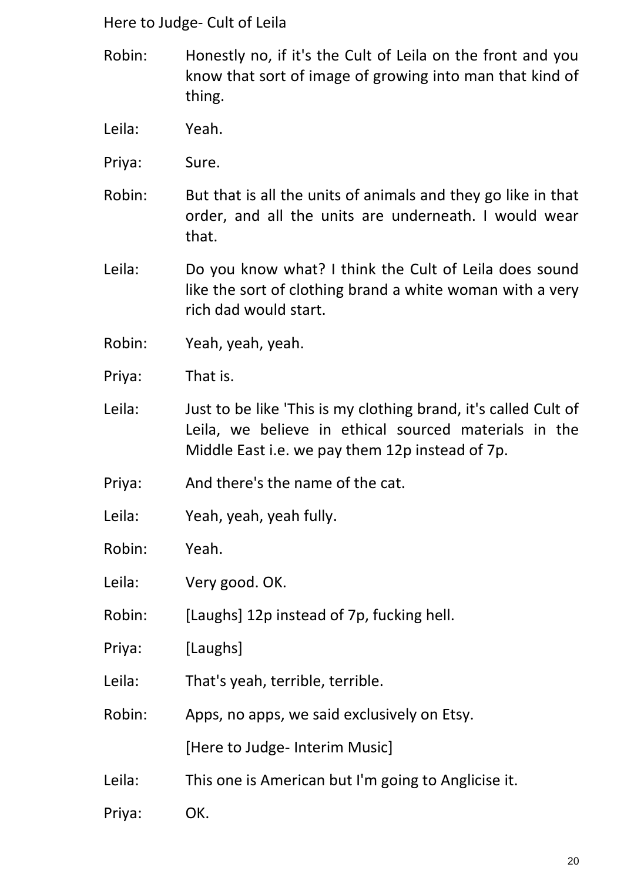Robin: Honestly no, if it's the Cult of Leila on the front and you know that sort of image of growing into man that kind of thing.

Leila: Yeah.

Priya: Sure.

Robin: But that is all the units of animals and they go like in that order, and all the units are underneath. I would wear that.

Leila: Do you know what? I think the Cult of Leila does sound like the sort of clothing brand a white woman with a very rich dad would start.

Robin: Yeah, yeah, yeah.

Priya: That is.

Leila: Just to be like 'This is my clothing brand, it's called Cult of Leila, we believe in ethical sourced materials in the Middle East i.e. we pay them 12p instead of 7p.

Priya: And there's the name of the cat.

Leila: Yeah, yeah, yeah fully.

Robin: Yeah.

Leila: Very good. OK.

Robin: [Laughs] 12p instead of 7p, fucking hell.

Priya: [Laughs]

Leila: That's yeah, terrible, terrible.

Robin: Apps, no apps, we said exclusively on Etsy.

[Here to Judge- Interim Music]

Leila: This one is American but I'm going to Anglicise it.

Priya: OK.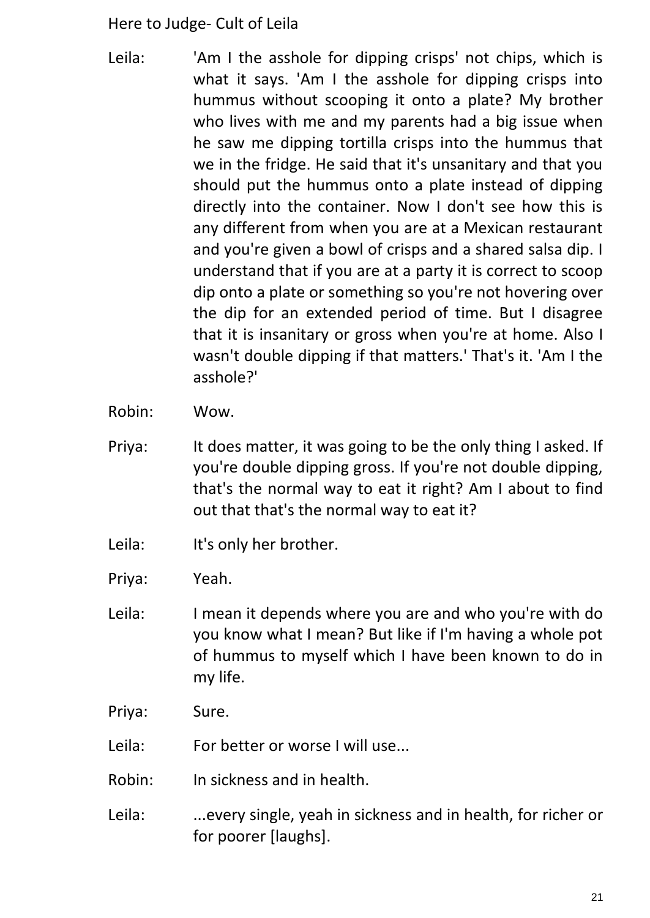Leila: 'Am I the asshole for dipping crisps' not chips, which is what it says. 'Am I the asshole for dipping crisps into hummus without scooping it onto a plate? My brother who lives with me and my parents had a big issue when he saw me dipping tortilla crisps into the hummus that we in the fridge. He said that it's unsanitary and that you should put the hummus onto a plate instead of dipping directly into the container. Now I don't see how this is any different from when you are at a Mexican restaurant and you're given a bowl of crisps and a shared salsa dip. I understand that if you are at a party it is correct to scoop dip onto a plate or something so you're not hovering over the dip for an extended period of time. But I disagree that it is insanitary or gross when you're at home. Also I wasn't double dipping if that matters.' That's it. 'Am I the asshole?'

Robin: Wow.

Priya: It does matter, it was going to be the only thing I asked. If you're double dipping gross. If you're not double dipping, that's the normal way to eat it right? Am I about to find out that that's the normal way to eat it?

Leila: It's only her brother.

Priya: Yeah.

Leila: I mean it depends where you are and who you're with do you know what I mean? But like if I'm having a whole pot of hummus to myself which I have been known to do in my life.

Priya: Sure.

Leila: For better or worse I will use...

Robin: In sickness and in health.

Leila: ...every single, yeah in sickness and in health, for richer or for poorer [laughs].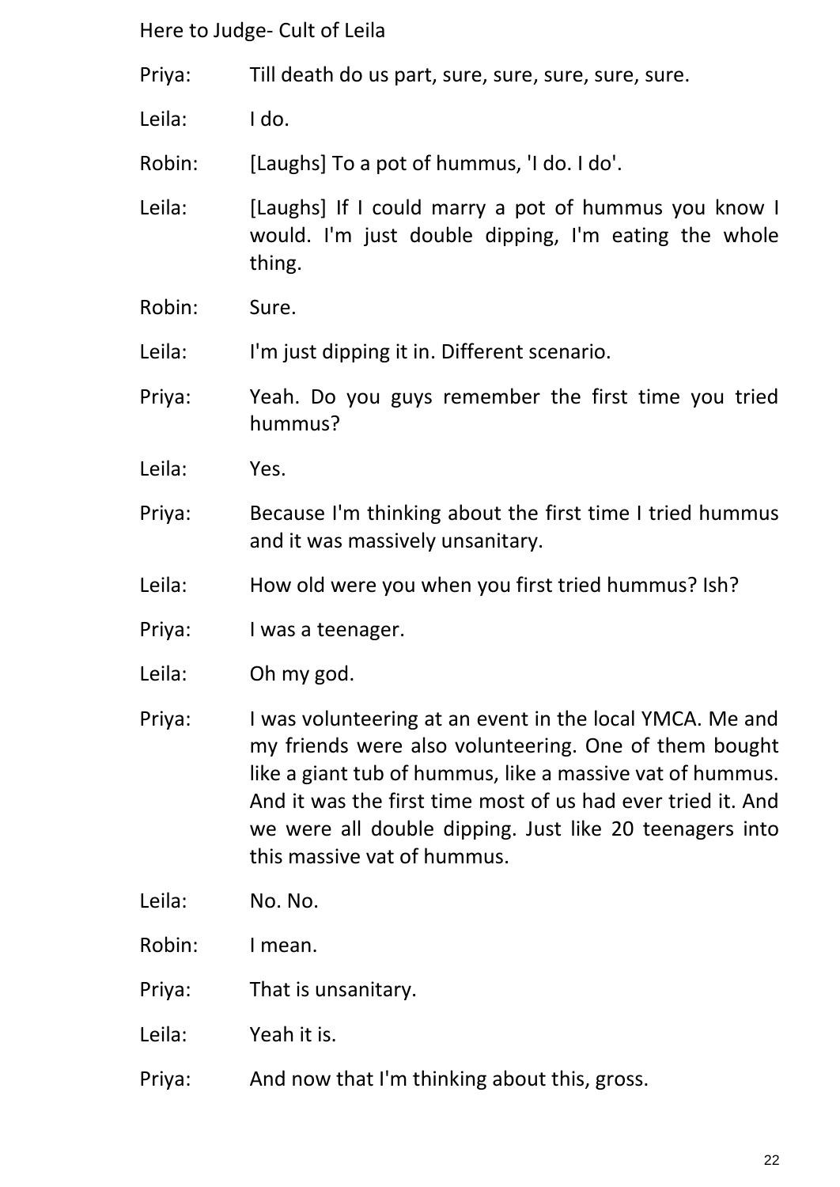Priya: Till death do us part, sure, sure, sure, sure, sure.

Leila: I do.

Robin: [Laughs] To a pot of hummus, 'I do. I do'.

Leila: [Laughs] If I could marry a pot of hummus you know I would. I'm just double dipping, I'm eating the whole thing.

Robin: Sure.

Leila: I'm just dipping it in. Different scenario.

Priya: Yeah. Do you guys remember the first time you tried hummus?

Leila: Yes.

Priya: Because I'm thinking about the first time I tried hummus and it was massively unsanitary.

Leila: How old were you when you first tried hummus? Ish?

Priya: I was a teenager.

Leila: Oh my god.

Priya: I was volunteering at an event in the local YMCA. Me and my friends were also volunteering. One of them bought like a giant tub of hummus, like a massive vat of hummus. And it was the first time most of us had ever tried it. And we were all double dipping. Just like 20 teenagers into this massive vat of hummus.

Leila: No. No.

Robin: I mean.

Priya: That is unsanitary.

Leila: Yeah it is.

Priya: And now that I'm thinking about this, gross.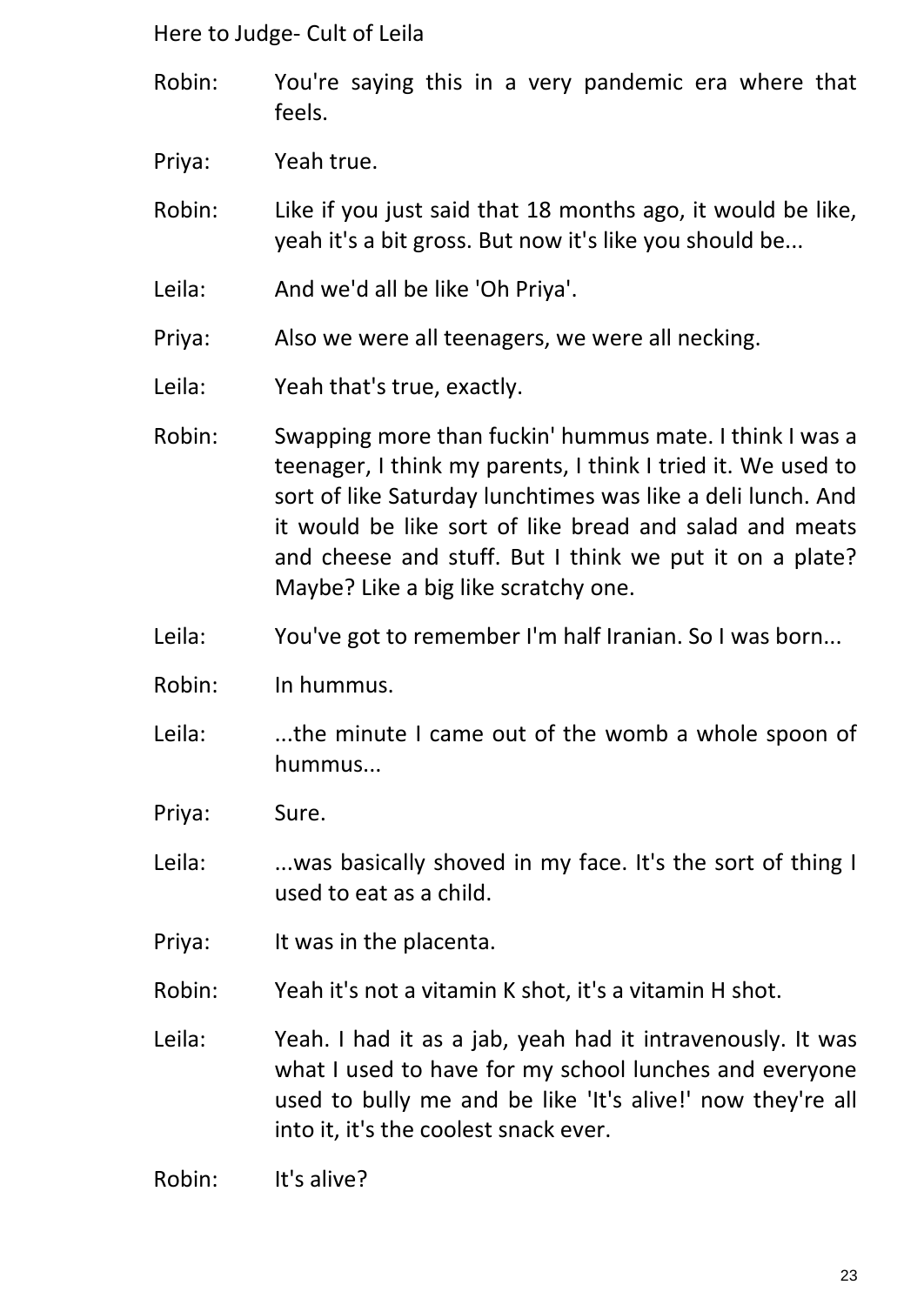Robin: You're saying this in a very pandemic era where that feels.

Priya: Yeah true.

Robin: Like if you just said that 18 months ago, it would be like, yeah it's a bit gross. But now it's like you should be...

Leila: And we'd all be like 'Oh Priya'.

Priya: Also we were all teenagers, we were all necking.

Leila: Yeah that's true, exactly.

Robin: Swapping more than fuckin' hummus mate. I think I was a teenager, I think my parents, I think I tried it. We used to sort of like Saturday lunchtimes was like a deli lunch. And it would be like sort of like bread and salad and meats and cheese and stuff. But I think we put it on a plate? Maybe? Like a big like scratchy one.

Leila: You've got to remember I'm half Iranian. So I was born...

Robin: In hummus.

Leila: ...the minute I came out of the womb a whole spoon of hummus...

Priya: Sure.

Leila: ...was basically shoved in my face. It's the sort of thing I used to eat as a child.

Priya: It was in the placenta.

Robin: Yeah it's not a vitamin K shot, it's a vitamin H shot.

Leila: Yeah. I had it as a jab, yeah had it intravenously. It was what I used to have for my school lunches and everyone used to bully me and be like 'It's alive!' now they're all into it, it's the coolest snack ever.

Robin: It's alive?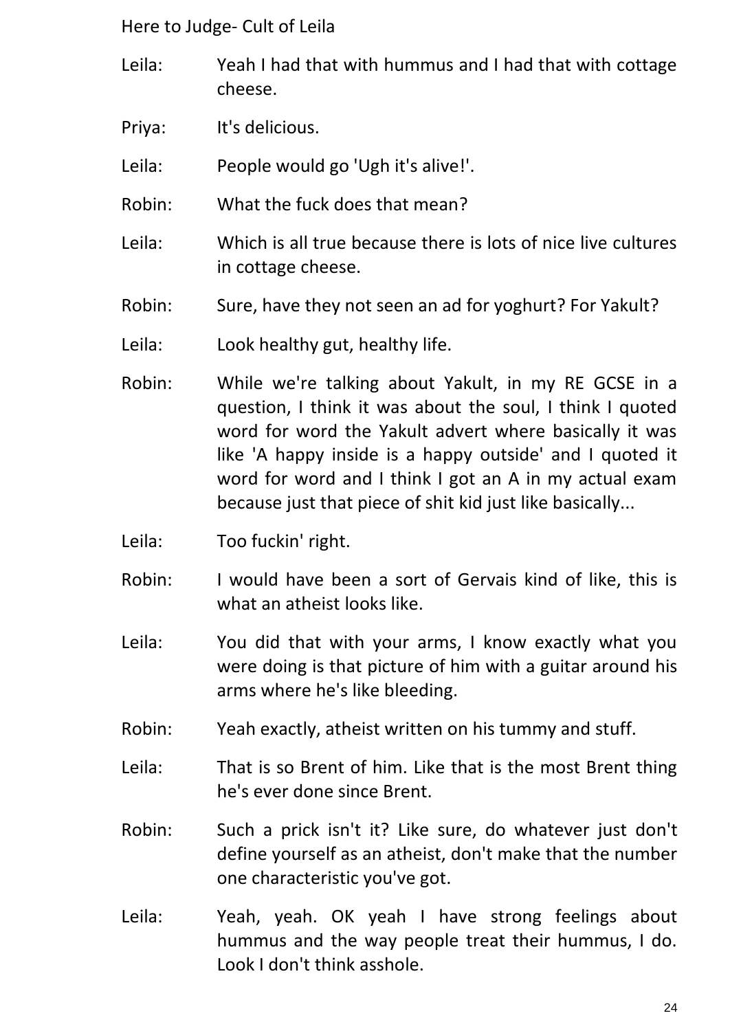Leila: Yeah I had that with hummus and I had that with cottage cheese.

Priya: It's delicious.

Leila: People would go 'Ugh it's alive!'.

Robin: What the fuck does that mean?

Leila: Which is all true because there is lots of nice live cultures in cottage cheese.

Robin: Sure, have they not seen an ad for yoghurt? For Yakult?

Leila: Look healthy gut, healthy life.

Robin: While we're talking about Yakult, in my RE GCSE in a question, I think it was about the soul, I think I quoted word for word the Yakult advert where basically it was like 'A happy inside is a happy outside' and I quoted it word for word and I think I got an A in my actual exam because just that piece of shit kid just like basically...

Leila: Too fuckin' right.

Robin: I would have been a sort of Gervais kind of like, this is what an atheist looks like.

Leila: You did that with your arms, I know exactly what you were doing is that picture of him with a guitar around his arms where he's like bleeding.

Robin: Yeah exactly, atheist written on his tummy and stuff.

Leila: That is so Brent of him. Like that is the most Brent thing he's ever done since Brent.

Robin: Such a prick isn't it? Like sure, do whatever just don't define yourself as an atheist, don't make that the number one characteristic you've got.

Leila: Yeah, yeah. OK yeah I have strong feelings about hummus and the way people treat their hummus, I do. Look I don't think asshole.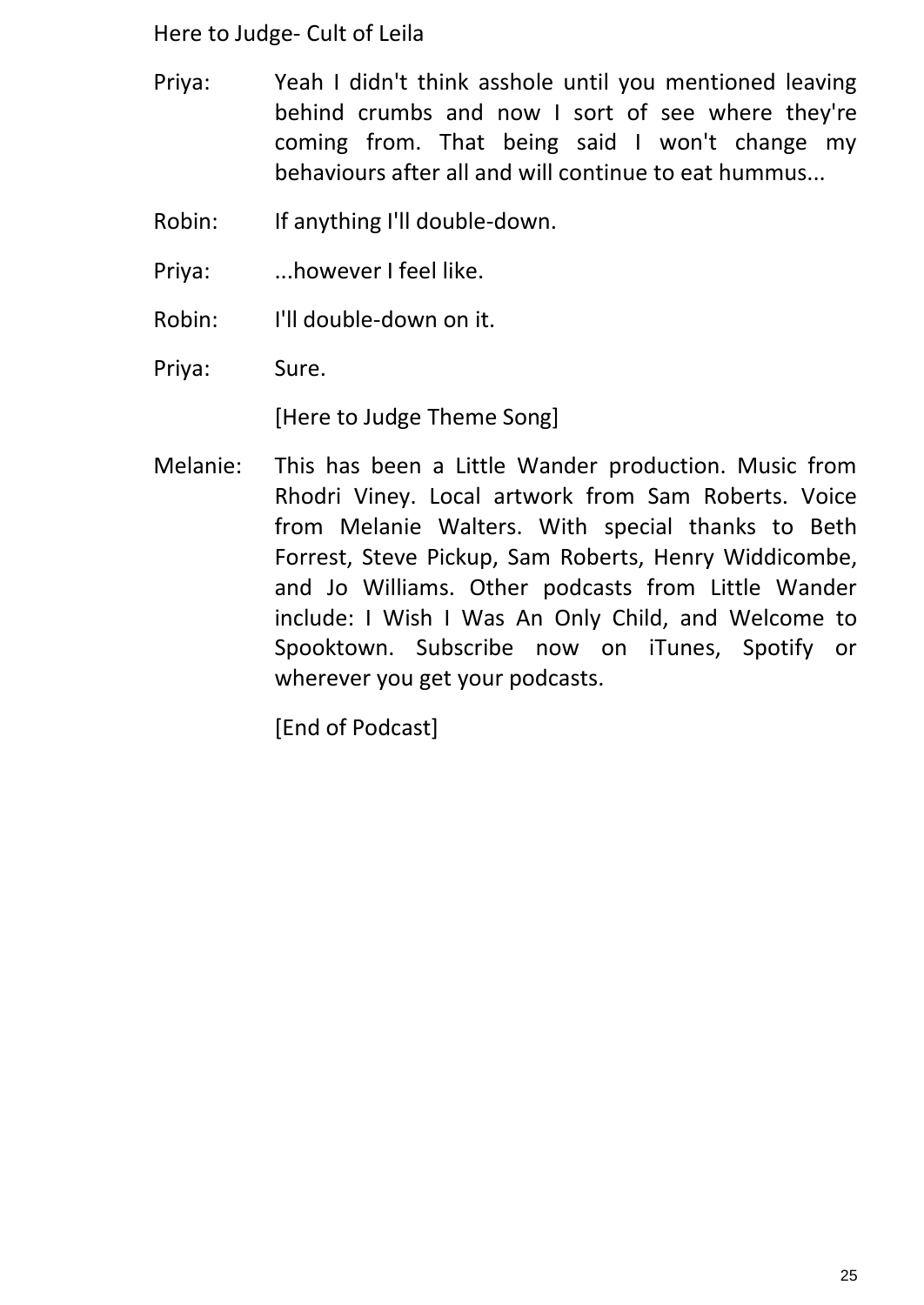Priya: Yeah I didn't think asshole until you mentioned leaving behind crumbs and now I sort of see where they're coming from. That being said I won't change my behaviours after all and will continue to eat hummus...

Robin: If anything I'll double-down.

Priya: ...however I feel like.

Robin: I'll double-down on it.

Priya: Sure.

[Here to Judge Theme Song]

Melanie: This has been a Little Wander production. Music from Rhodri Viney. Local artwork from Sam Roberts. Voice from Melanie Walters. With special thanks to Beth Forrest, Steve Pickup, Sam Roberts, Henry Widdicombe, and Jo Williams. Other podcasts from Little Wander include: I Wish I Was An Only Child, and Welcome to Spooktown. Subscribe now on iTunes, Spotify or wherever you get your podcasts.

[End of Podcast]